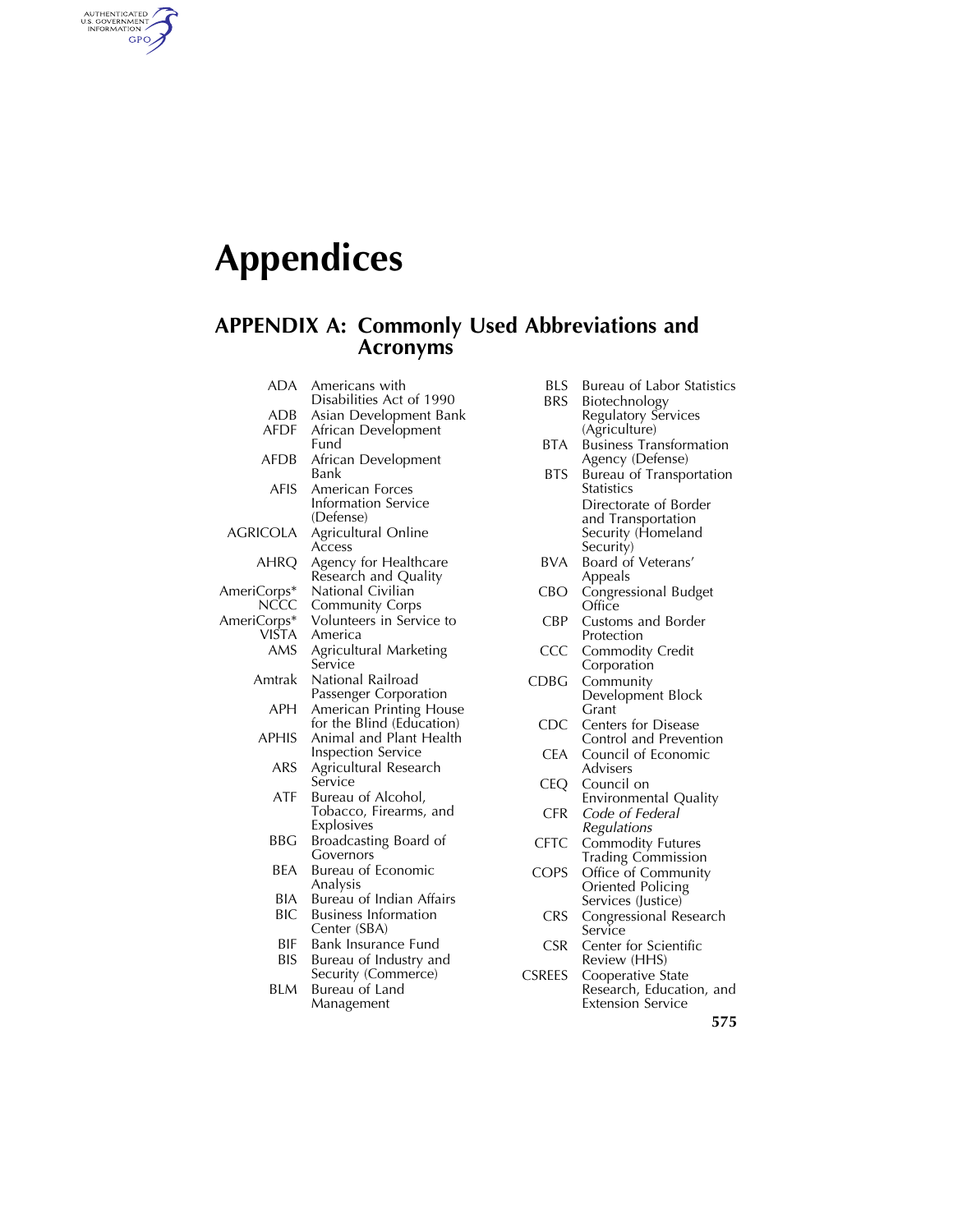# Appendices

## APPENDIX A: Commonly Used Abbreviations and Acronyms

| | |
|---|---|
| ADA | Americans with Disabilities Act of 1990 |
| ADB | Asian Development Bank |
| AFDF | African Development Fund |
| AFDB | African Development Bank |
| AFIS | American Forces Information Service (Defense) |
| AGRICOLA | Agricultural Online Access |
| AHRQ | Agency for Healthcare Research and Quality |
| AmeriCorps* NCCC | National Civilian Community Corps |
| AmeriCorps* VISTA | Volunteers in Service to America |
| AMS | Agricultural Marketing Service |
| Amtrak | National Railroad Passenger Corporation |
| APH | American Printing House for the Blind (Education) |
| APHIS | Animal and Plant Health Inspection Service |
| ARS | Agricultural Research Service |
| ATF | Bureau of Alcohol, Tobacco, Firearms, and Explosives |
| BBG | Broadcasting Board of Governors |
| BEA | Bureau of Economic Analysis |
| BIA | Bureau of Indian Affairs |
| BIC | Business Information Center (SBA) |
| BIF | Bank Insurance Fund |
| BIS | Bureau of Industry and Security (Commerce) |
| BLM | Bureau of Land Management |
| BLS | Bureau of Labor Statistics |
| BRS | Biotechnology Regulatory Services (Agriculture) |
| BTA | Business Transformation Agency (Defense) |
| BTS | Bureau of Transportation Statistics |
| | Directorate of Border and Transportation Security (Homeland Security) |
| BVA | Board of Veterans' Appeals |
| CBO | Congressional Budget Office |
| CBP | Customs and Border Protection |
| CCC | Commodity Credit Corporation |
| CDBG | Community Development Block Grant |
| CDC | Centers for Disease Control and Prevention |
| CEA | Council of Economic Advisers |
| CEQ | Council on Environmental Quality |
| CFR | *Code of Federal Regulations* |
| CFTC | Commodity Futures Trading Commission |
| COPS | Office of Community Oriented Policing Services (Justice) |
| CRS | Congressional Research Service |
| CSR | Center for Scientific Review (HHS) |
| CSREES | Cooperative State Research, Education, and Extension Service |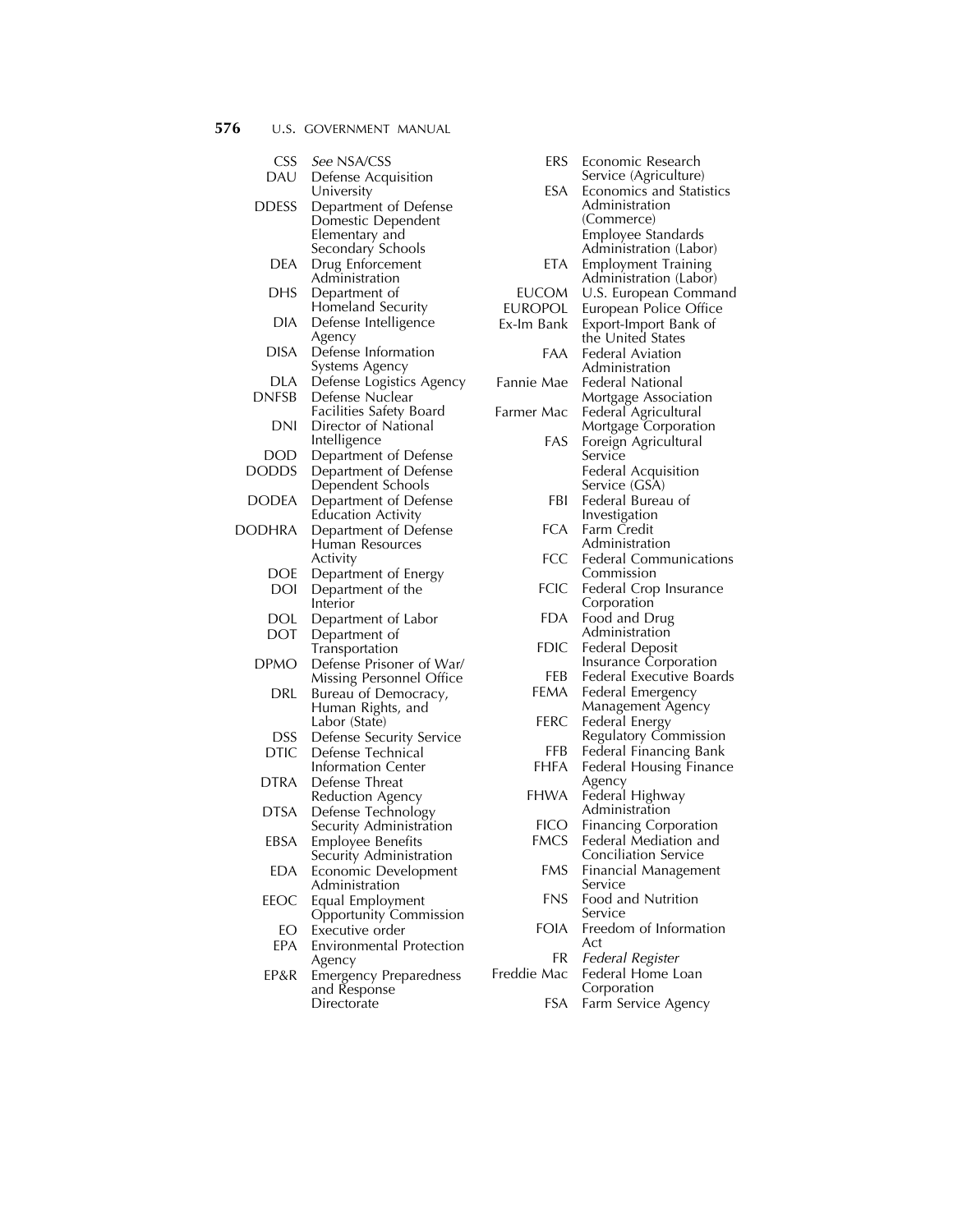| | |
|---|---|
| CSS | *See* NSA/CSS |
| DAU | Defense Acquisition University |
| DDESS | Department of Defense Domestic Dependent Elementary and Secondary Schools |
| DEA | Drug Enforcement Administration |
| DHS | Department of Homeland Security |
| DIA | Defense Intelligence Agency |
| DISA | Defense Information Systems Agency |
| DLA | Defense Logistics Agency |
| DNFSB | Defense Nuclear Facilities Safety Board |
| DNI | Director of National Intelligence |
| DOD | Department of Defense |
| DODDS | Department of Defense Dependent Schools |
| DODEA | Department of Defense Education Activity |
| DODHRA | Department of Defense Human Resources Activity |
| DOE | Department of Energy |
| DOI | Department of the Interior |
| DOL | Department of Labor |
| DOT | Department of Transportation |
| DPMO | Defense Prisoner of War/ Missing Personnel Office |
| DRL | Bureau of Democracy, Human Rights, and Labor (State) |
| DSS | Defense Security Service |
| DTIC | Defense Technical Information Center |
| DTRA | Defense Threat Reduction Agency |
| DTSA | Defense Technology Security Administration |
| EBSA | Employee Benefits Security Administration |
| EDA | Economic Development Administration |
| EEOC | Equal Employment Opportunity Commission |
| EO | Executive order |
| EPA | Environmental Protection Agency |
| EP&R | Emergency Preparedness and Response Directorate |
| ERS | Economic Research Service (Agriculture) |
| ESA | Economics and Statistics Administration (Commerce) |
| | Employee Standards Administration (Labor) |
| ETA | Employment Training Administration (Labor) |
| EUCOM | U.S. European Command |
| EUROPOL | European Police Office |
| Ex-Im Bank | Export-Import Bank of the United States |
| FAA | Federal Aviation Administration |
| Fannie Mae | Federal National Mortgage Association |
| Farmer Mac | Federal Agricultural Mortgage Corporation |
| FAS | Foreign Agricultural Service |
| | Federal Acquisition Service (GSA) |
| FBI | Federal Bureau of Investigation |
| FCA | Farm Credit Administration |
| FCC | Federal Communications Commission |
| FCIC | Federal Crop Insurance Corporation |
| FDA | Food and Drug Administration |
| FDIC | Federal Deposit Insurance Corporation |
| FEB | Federal Executive Boards |
| FEMA | Federal Emergency Management Agency |
| FERC | Federal Energy Regulatory Commission |
| FFB | Federal Financing Bank |
| FHFA | Federal Housing Finance Agency |
| FHWA | Federal Highway Administration |
| FICO | Financing Corporation |
| FMCS | Federal Mediation and Conciliation Service |
| FMS | Financial Management Service |
| FNS | Food and Nutrition Service |
| FOIA | Freedom of Information Act |
| FR | *Federal Register* |
| Freddie Mac | Federal Home Loan Corporation |
| FSA | Farm Service Agency |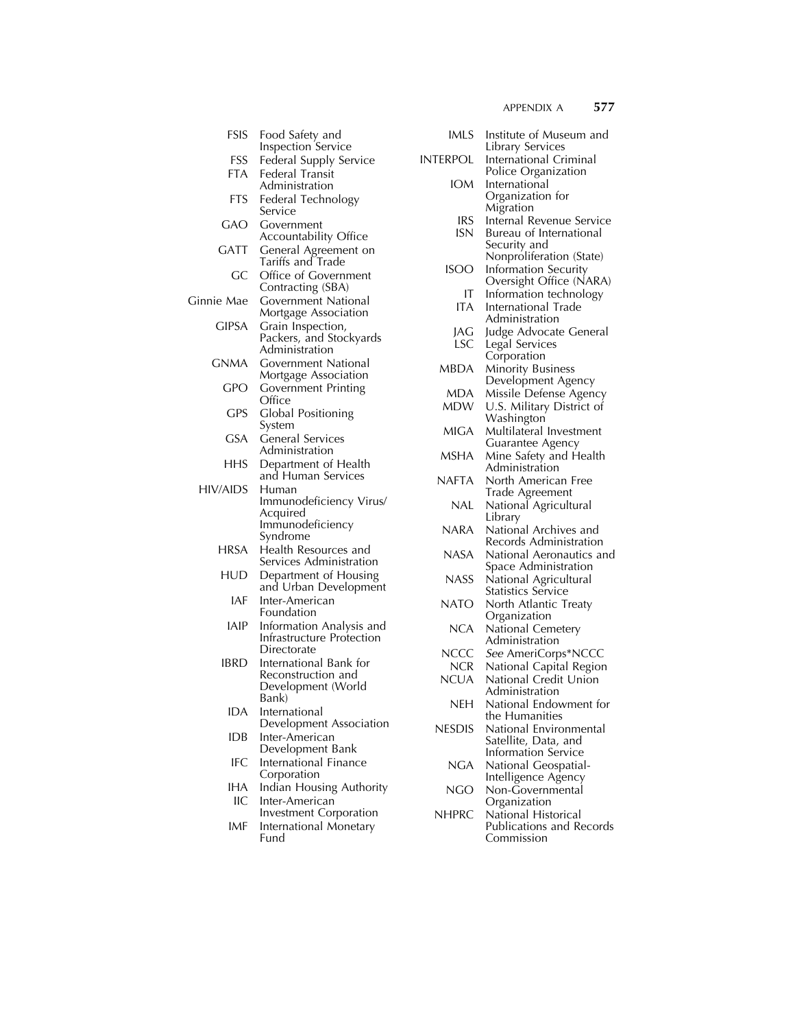| | |
|---|---|
| FSIS | Food Safety and Inspection Service |
| FSS | Federal Supply Service |
| FTA | Federal Transit Administration |
| FTS | Federal Technology Service |
| GAO | Government Accountability Office |
| GATT | General Agreement on Tariffs and Trade |
| GC | Office of Government Contracting (SBA) |
| Ginnie Mae | Government National Mortgage Association |
| GIPSA | Grain Inspection, Packers, and Stockyards Administration |
| GNMA | Government National Mortgage Association |
| GPO | Government Printing Office |
| GPS | Global Positioning System |
| GSA | General Services Administration |
| HHS | Department of Health and Human Services |
| HIV/AIDS | Human Immunodeficiency Virus/ Acquired Immunodeficiency Syndrome |
| HRSA | Health Resources and Services Administration |
| HUD | Department of Housing and Urban Development |
| IAF | Inter-American Foundation |
| IAIP | Information Analysis and Infrastructure Protection Directorate |
| IBRD | International Bank for Reconstruction and Development (World Bank) |
| IDA | International Development Association |
| IDB | Inter-American Development Bank |
| IFC | International Finance Corporation |
| IHA | Indian Housing Authority |
| IIC | Inter-American Investment Corporation |
| IMF | International Monetary Fund |
| IMLS | Institute of Museum and Library Services |
| INTERPOL | International Criminal Police Organization |
| IOM | International Organization for Migration |
| IRS | Internal Revenue Service |
| ISN | Bureau of International Security and Nonproliferation (State) |
| ISOO | Information Security Oversight Office (NARA) |
| IT | Information technology |
| ITA | International Trade Administration |
| JAG | Judge Advocate General |
| LSC | Legal Services Corporation |
| MBDA | Minority Business Development Agency |
| MDA | Missile Defense Agency |
| MDW | U.S. Military District of Washington |
| MIGA | Multilateral Investment Guarantee Agency |
| MSHA | Mine Safety and Health Administration |
| NAFTA | North American Free Trade Agreement |
| NAL | National Agricultural Library |
| NARA | National Archives and Records Administration |
| NASA | National Aeronautics and Space Administration |
| NASS | National Agricultural Statistics Service |
| NATO | North Atlantic Treaty Organization |
| NCA | National Cemetery Administration |
| NCCC | *See* AmeriCorps*NCCC |
| NCR | National Capital Region |
| NCUA | National Credit Union Administration |
| NEH | National Endowment for the Humanities |
| NESDIS | National Environmental Satellite, Data, and Information Service |
| NGA | National Geospatial-Intelligence Agency |
| NGO | Non-Governmental Organization |
| NHPRC | National Historical Publications and Records Commission |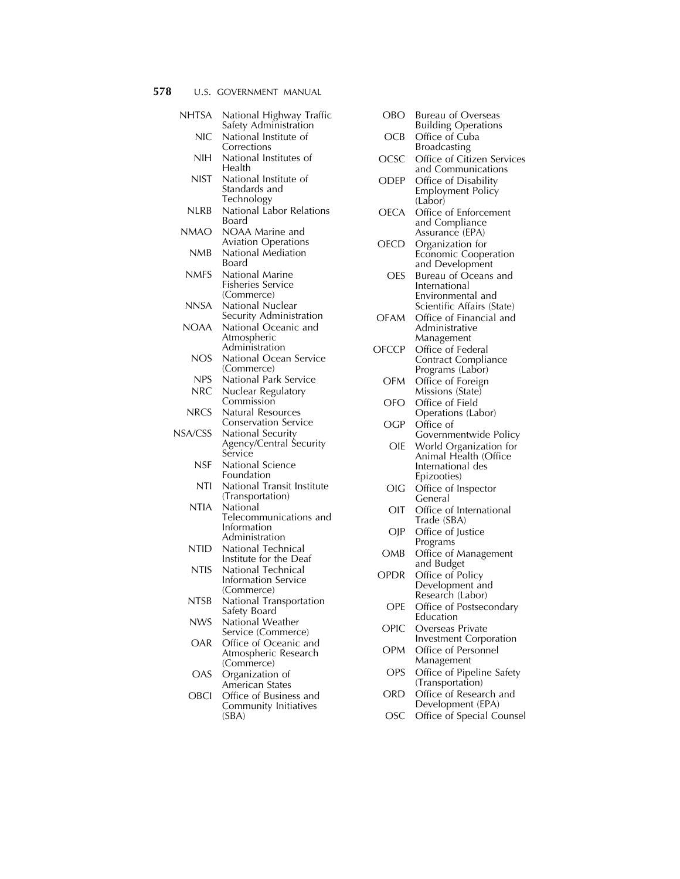| | |
|---|---|
| NHTSA | National Highway Traffic Safety Administration |
| NIC | National Institute of Corrections |
| NIH | National Institutes of Health |
| NIST | National Institute of Standards and Technology |
| NLRB | National Labor Relations Board |
| NMAO | NOAA Marine and Aviation Operations |
| NMB | National Mediation Board |
| NMFS | National Marine Fisheries Service (Commerce) |
| NNSA | National Nuclear Security Administration |
| NOAA | National Oceanic and Atmospheric Administration |
| NOS | National Ocean Service (Commerce) |
| NPS | National Park Service |
| NRC | Nuclear Regulatory Commission |
| NRCS | Natural Resources Conservation Service |
| NSA/CSS | National Security Agency/Central Security Service |
| NSF | National Science Foundation |
| NTI | National Transit Institute (Transportation) |
| NTIA | National Telecommunications and Information Administration |
| NTID | National Technical Institute for the Deaf |
| NTIS | National Technical Information Service (Commerce) |
| NTSB | National Transportation Safety Board |
| NWS | National Weather Service (Commerce) |
| OAR | Office of Oceanic and Atmospheric Research (Commerce) |
| OAS | Organization of American States |
| OBCI | Office of Business and Community Initiatives (SBA) |
| OBO | Bureau of Overseas Building Operations |
| OCB | Office of Cuba Broadcasting |
| OCSC | Office of Citizen Services and Communications |
| ODEP | Office of Disability Employment Policy (Labor) |
| OECA | Office of Enforcement and Compliance Assurance (EPA) |
| OECD | Organization for Economic Cooperation and Development |
| OES | Bureau of Oceans and International Environmental and Scientific Affairs (State) |
| OFAM | Office of Financial and Administrative Management |
| OFCCP | Office of Federal Contract Compliance Programs (Labor) |
| OFM | Office of Foreign Missions (State) |
| OFO | Office of Field Operations (Labor) |
| OGP | Office of Governmentwide Policy |
| OIE | World Organization for Animal Health (Office International des Epizooties) |
| OIG | Office of Inspector General |
| OIT | Office of International Trade (SBA) |
| OJP | Office of Justice Programs |
| OMB | Office of Management and Budget |
| OPDR | Office of Policy Development and Research (Labor) |
| OPE | Office of Postsecondary Education |
| OPIC | Overseas Private Investment Corporation |
| OPM | Office of Personnel Management |
| OPS | Office of Pipeline Safety (Transportation) |
| ORD | Office of Research and Development (EPA) |
| OSC | Office of Special Counsel |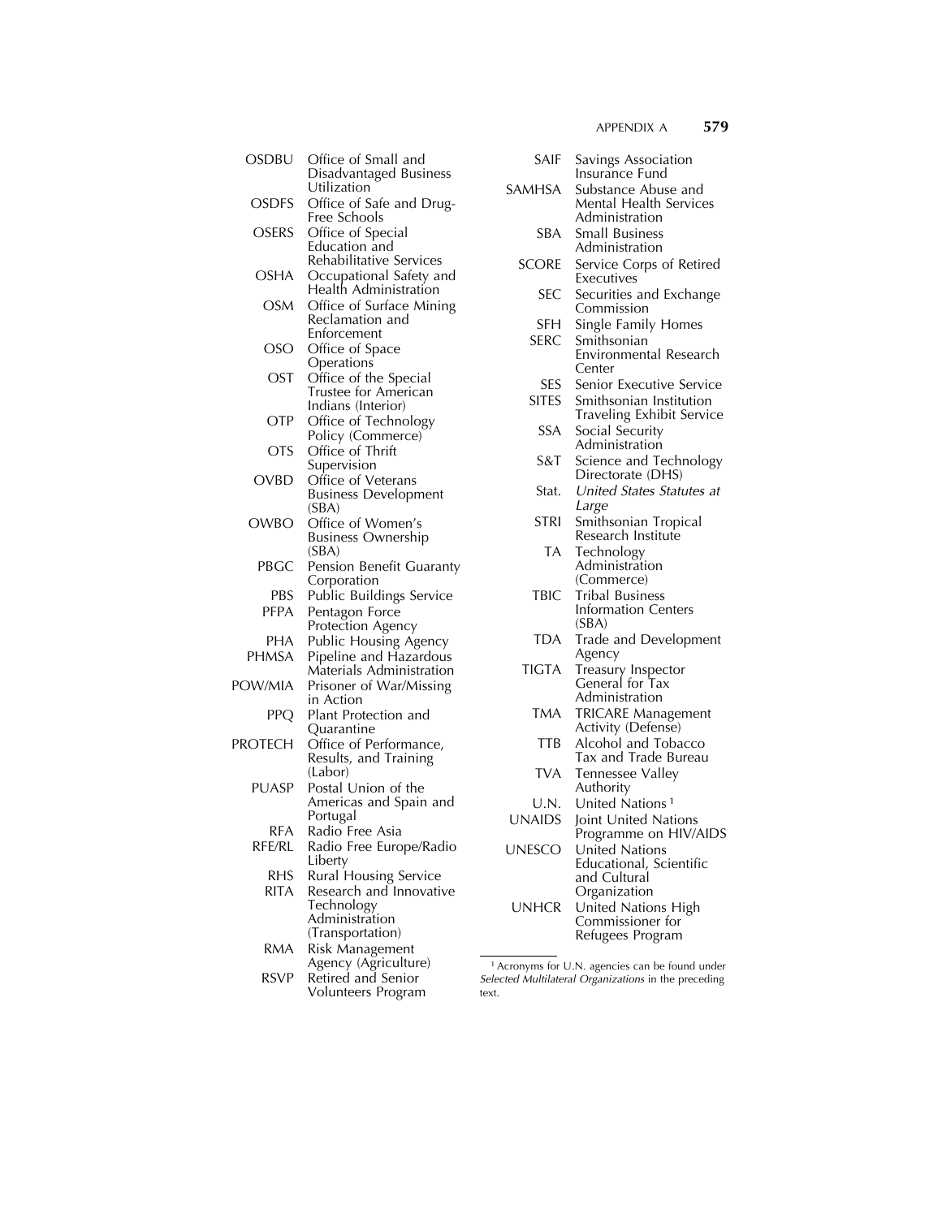| | |
|---|---|
| OSDBU | Office of Small and Disadvantaged Business Utilization |
| OSDFS | Office of Safe and Drug-Free Schools |
| OSERS | Office of Special Education and Rehabilitative Services |
| OSHA | Occupational Safety and Health Administration |
| OSM | Office of Surface Mining Reclamation and Enforcement |
| OSO | Office of Space Operations |
| OST | Office of the Special Trustee for American Indians (Interior) |
| OTP | Office of Technology Policy (Commerce) |
| OTS | Office of Thrift Supervision |
| OVBD | Office of Veterans Business Development (SBA) |
| OWBO | Office of Women's Business Ownership (SBA) |
| PBGC | Pension Benefit Guaranty Corporation |
| PBS | Public Buildings Service |
| PFPA | Pentagon Force Protection Agency |
| PHA | Public Housing Agency |
| PHMSA | Pipeline and Hazardous Materials Administration |
| POW/MIA | Prisoner of War/Missing in Action |
| PPQ | Plant Protection and Quarantine |
| PROTECH | Office of Performance, Results, and Training (Labor) |
| PUASP | Postal Union of the Americas and Spain and Portugal |
| RFA | Radio Free Asia |
| RFE/RL | Radio Free Europe/Radio Liberty |
| RHS | Rural Housing Service |
| RITA | Research and Innovative Technology Administration (Transportation) |
| RMA | Risk Management Agency (Agriculture) |
| RSVP | Retired and Senior Volunteers Program |
| SAIF | Savings Association Insurance Fund |
| SAMHSA | Substance Abuse and Mental Health Services Administration |
| SBA | Small Business Administration |
| SCORE | Service Corps of Retired Executives |
| SEC | Securities and Exchange Commission |
| SFH | Single Family Homes |
| SERC | Smithsonian Environmental Research Center |
| SES | Senior Executive Service |
| SITES | Smithsonian Institution Traveling Exhibit Service |
| SSA | Social Security Administration |
| S&T | Science and Technology Directorate (DHS) |
| Stat. | *United States Statutes at Large* |
| STRI | Smithsonian Tropical Research Institute |
| TA | Technology Administration (Commerce) |
| TBIC | Tribal Business Information Centers (SBA) |
| TDA | Trade and Development Agency |
| TIGTA | Treasury Inspector General for Tax Administration |
| TMA | TRICARE Management Activity (Defense) |
| TTB | Alcohol and Tobacco Tax and Trade Bureau |
| TVA | Tennessee Valley Authority |
| U.N. | United Nations [1] |
| UNAIDS | Joint United Nations Programme on HIV/AIDS |
| UNESCO | United Nations Educational, Scientific and Cultural Organization |
| UNHCR | United Nations High Commissioner for Refugees Program |

[1] Acronyms for U.N. agencies can be found under *Selected Multilateral Organizations* in the preceding text.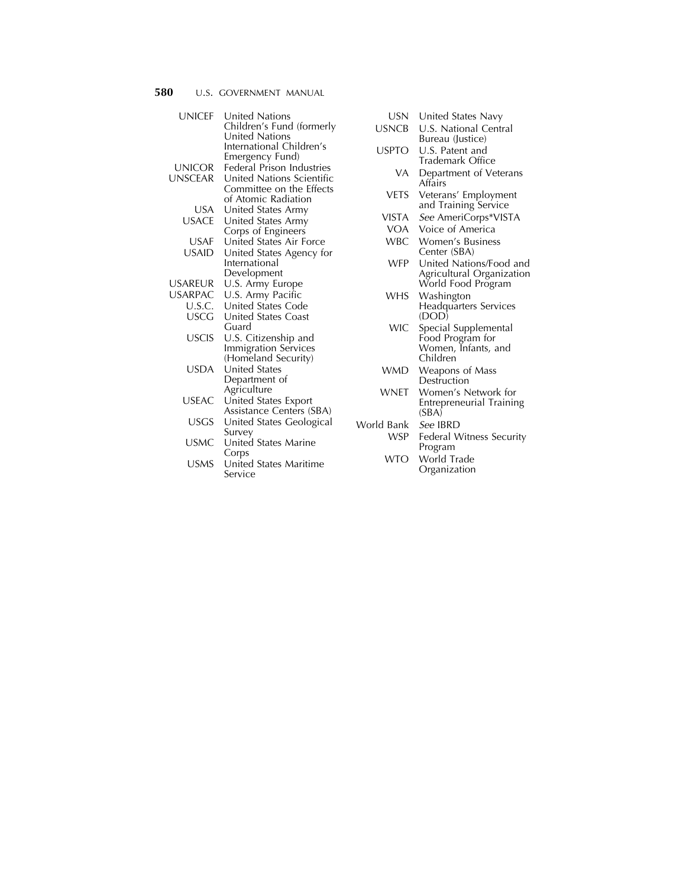| | |
|---|---|
| UNICEF | United Nations Children's Fund (formerly United Nations International Children's Emergency Fund) |
| UNICOR | Federal Prison Industries |
| UNSCEAR | United Nations Scientific Committee on the Effects of Atomic Radiation |
| USA | United States Army |
| USACE | United States Army Corps of Engineers |
| USAF | United States Air Force |
| USAID | United States Agency for International Development |
| USAREUR | U.S. Army Europe |
| USARPAC | U.S. Army Pacific |
| U.S.C. | United States Code |
| USCG | United States Coast Guard |
| USCIS | U.S. Citizenship and Immigration Services (Homeland Security) |
| USDA | United States Department of Agriculture |
| USEAC | United States Export Assistance Centers (SBA) |
| USGS | United States Geological Survey |
| USMC | United States Marine Corps |
| USMS | United States Maritime Service |
| USN | United States Navy |
| USNCB | U.S. National Central Bureau (Justice) |
| USPTO | U.S. Patent and Trademark Office |
| VA | Department of Veterans Affairs |
| VETS | Veterans' Employment and Training Service |
| VISTA | *See* AmeriCorps*VISTA |
| VOA | Voice of America |
| WBC | Women's Business Center (SBA) |
| WFP | United Nations/Food and Agricultural Organization World Food Program |
| WHS | Washington Headquarters Services (DOD) |
| WIC | Special Supplemental Food Program for Women, Infants, and Children |
| WMD | Weapons of Mass Destruction |
| WNET | Women's Network for Entrepreneurial Training (SBA) |
| World Bank | *See* IBRD |
| WSP | Federal Witness Security Program |
| WTO | World Trade Organization |